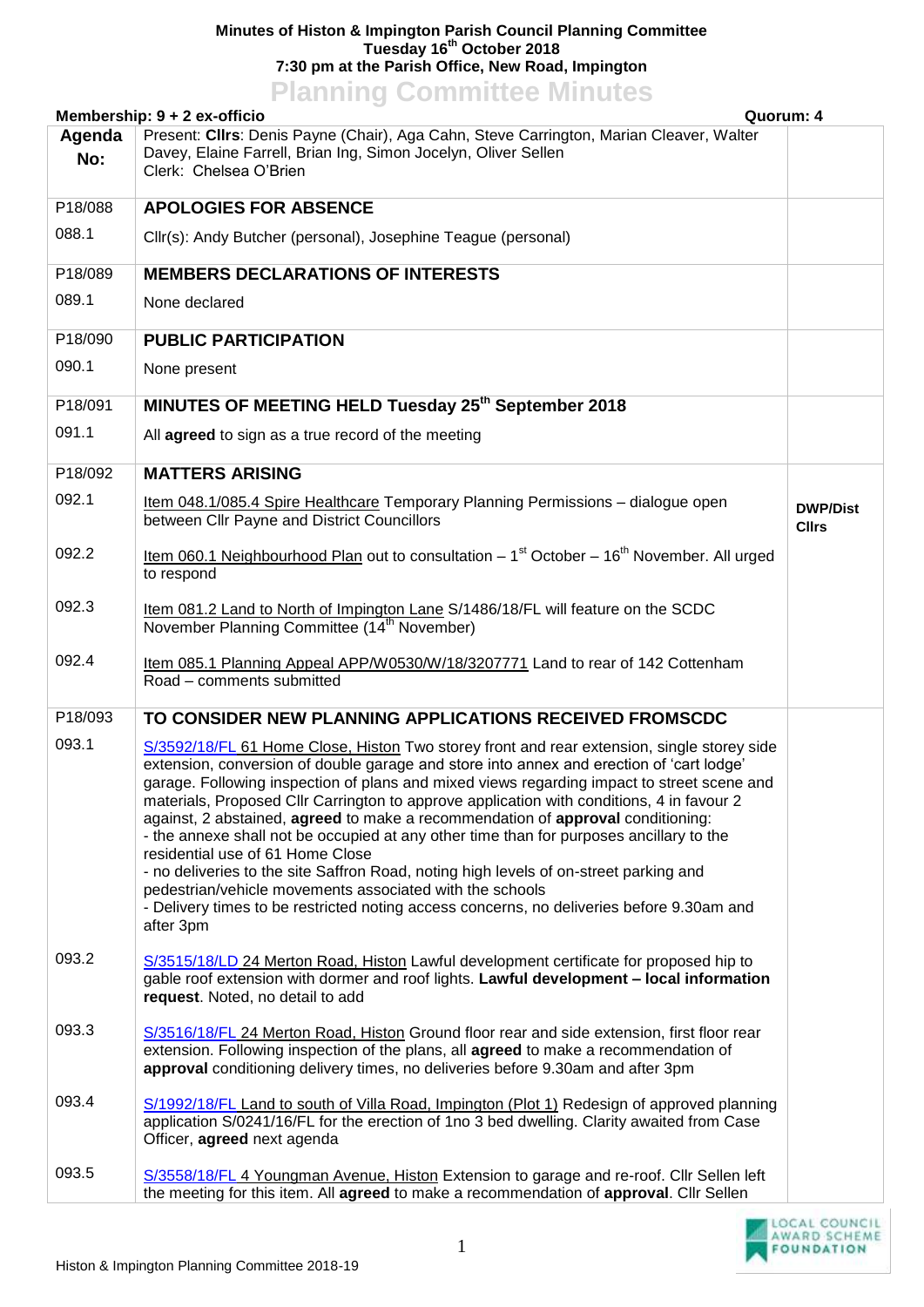**Minutes of Histon & Impington Parish Council Planning Committee**
**Tuesday 16th October 2018**
**7:30 pm at the Parish Office, New Road, Impington**

# Planning Committee Minutes

| **Membership: 9 + 2 ex-officio** | | **Quorum: 4** |
|---|---|---|
| **Agenda No:** | Present: **Cllrs**: Denis Payne (Chair), Aga Cahn, Steve Carrington, Marian Cleaver, Walter Davey, Elaine Farrell, Brian Ing, Simon Jocelyn, Oliver Sellen<br>Clerk: Chelsea O'Brien | |
| P18/088 | **APOLOGIES FOR ABSENCE** | |
| 088.1 | Cllr(s): Andy Butcher (personal), Josephine Teague (personal) | |
| P18/089 | **MEMBERS DECLARATIONS OF INTERESTS** | |
| 089.1 | None declared | |
| P18/090 | **PUBLIC PARTICIPATION** | |
| 090.1 | None present | |
| P18/091 | **MINUTES OF MEETING HELD Tuesday 25th September 2018** | |
| 091.1 | All **agreed** to sign as a true record of the meeting | |
| P18/092 | **MATTERS ARISING** | |
| 092.1 | Item 048.1/085.4 Spire Healthcare Temporary Planning Permissions – dialogue open between Cllr Payne and District Councillors | **DWP/Dist Cllrs** |
| 092.2 | Item 060.1 Neighbourhood Plan out to consultation – 1st October – 16th November. All urged to respond | |
| 092.3 | Item 081.2 Land to North of Impington Lane S/1486/18/FL will feature on the SCDC November Planning Committee (14th November) | |
| 092.4 | Item 085.1 Planning Appeal APP/W0530/W/18/3207771 Land to rear of 142 Cottenham Road – comments submitted | |
| P18/093 | **TO CONSIDER NEW PLANNING APPLICATIONS RECEIVED FROMSCDC** | |
| 093.1 | S/3592/18/FL 61 Home Close, Histon Two storey front and rear extension, single storey side extension, conversion of double garage and store into annex and erection of 'cart lodge' garage. Following inspection of plans and mixed views regarding impact to street scene and materials, Proposed Cllr Carrington to approve application with conditions, 4 in favour 2 against, 2 abstained, **agreed** to make a recommendation of **approval** conditioning:<br>- the annexe shall not be occupied at any other time than for purposes ancillary to the residential use of 61 Home Close<br>- no deliveries to the site Saffron Road, noting high levels of on-street parking and pedestrian/vehicle movements associated with the schools<br>- Delivery times to be restricted noting access concerns, no deliveries before 9.30am and after 3pm | |
| 093.2 | S/3515/18/LD 24 Merton Road, Histon Lawful development certificate for proposed hip to gable roof extension with dormer and roof lights. **Lawful development – local information request**. Noted, no detail to add | |
| 093.3 | S/3516/18/FL 24 Merton Road, Histon Ground floor rear and side extension, first floor rear extension. Following inspection of the plans, all **agreed** to make a recommendation of **approval** conditioning delivery times, no deliveries before 9.30am and after 3pm | |
| 093.4 | S/1992/18/FL Land to south of Villa Road, Impington (Plot 1) Redesign of approved planning application S/0241/16/FL for the erection of 1no 3 bed dwelling. Clarity awaited from Case Officer, **agreed** next agenda | |
| 093.5 | S/3558/18/FL 4 Youngman Avenue, Histon Extension to garage and re-roof. Cllr Sellen left the meeting for this item. All **agreed** to make a recommendation of **approval**. Cllr Sellen | |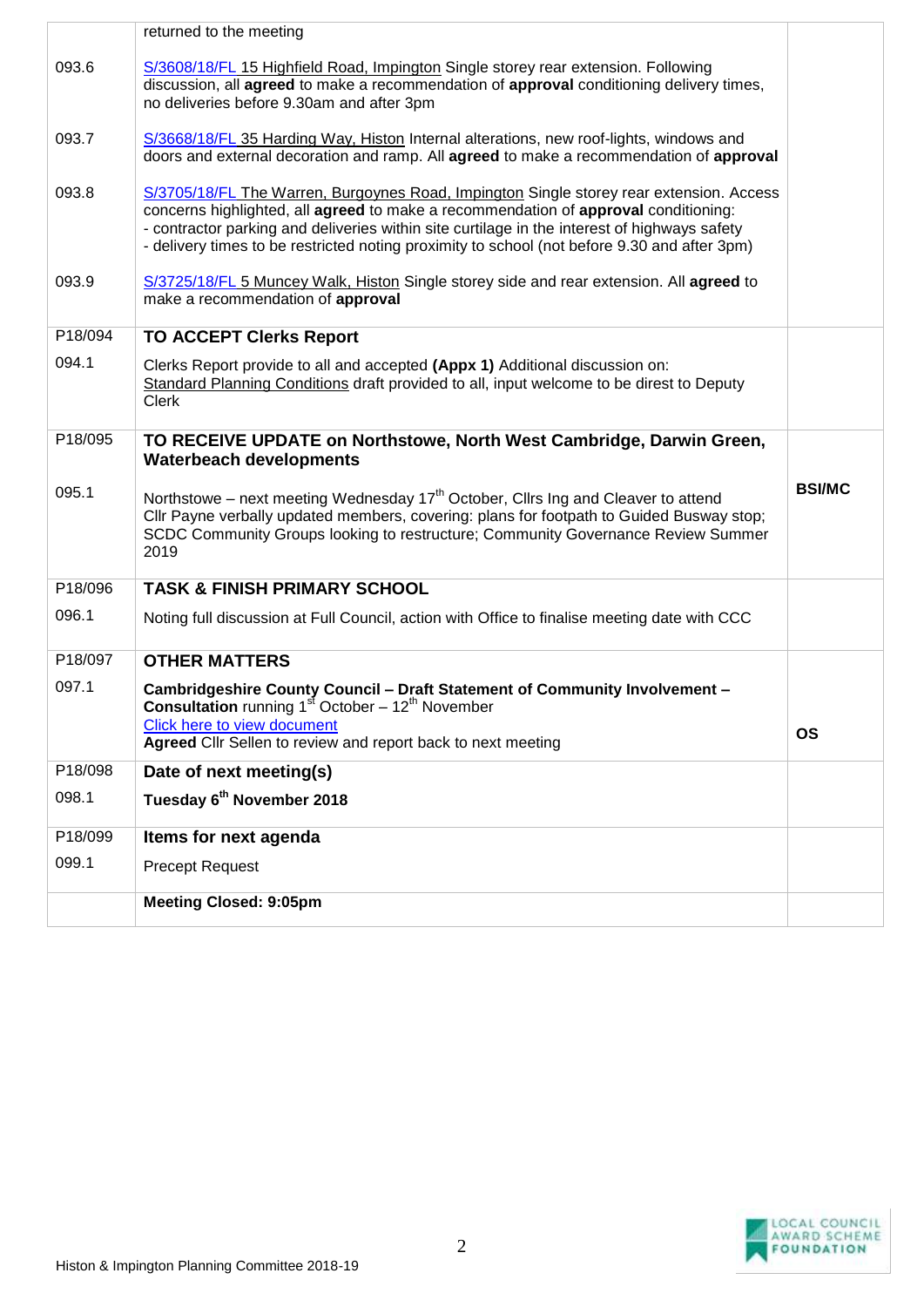| | | |
|---|---|---|
| | returned to the meeting | |
| 093.6 | S/3608/18/FL 15 Highfield Road, Impington Single storey rear extension. Following discussion, all **agreed** to make a recommendation of **approval** conditioning delivery times, no deliveries before 9.30am and after 3pm | |
| 093.7 | S/3668/18/FL 35 Harding Way, Histon Internal alterations, new roof-lights, windows and doors and external decoration and ramp. All **agreed** to make a recommendation of **approval** | |
| 093.8 | S/3705/18/FL The Warren, Burgoynes Road, Impington Single storey rear extension. Access concerns highlighted, all **agreed** to make a recommendation of **approval** conditioning:<br>- contractor parking and deliveries within site curtilage in the interest of highways safety<br>- delivery times to be restricted noting proximity to school (not before 9.30 and after 3pm) | |
| 093.9 | S/3725/18/FL 5 Muncey Walk, Histon Single storey side and rear extension. All **agreed** to make a recommendation of **approval** | |
| P18/094 | **TO ACCEPT Clerks Report** | |
| 094.1 | Clerks Report provide to all and accepted **(Appx 1)** Additional discussion on:<br>Standard Planning Conditions draft provided to all, input welcome to be direst to Deputy Clerk | |
| P18/095 | **TO RECEIVE UPDATE on Northstowe, North West Cambridge, Darwin Green, Waterbeach developments** | |
| 095.1 | Northstowe – next meeting Wednesday 17th October, Cllrs Ing and Cleaver to attend<br>Cllr Payne verbally updated members, covering: plans for footpath to Guided Busway stop; SCDC Community Groups looking to restructure; Community Governance Review Summer 2019 | **BSI/MC** |
| P18/096 | **TASK & FINISH PRIMARY SCHOOL** | |
| 096.1 | Noting full discussion at Full Council, action with Office to finalise meeting date with CCC | |
| P18/097 | **OTHER MATTERS** | |
| 097.1 | **Cambridgeshire County Council – Draft Statement of Community Involvement – Consultation** running 1st October – 12th November<br>Click here to view document<br>**Agreed** Cllr Sellen to review and report back to next meeting | **OS** |
| P18/098 | **Date of next meeting(s)** | |
| 098.1 | **Tuesday 6th November 2018** | |
| P18/099 | **Items for next agenda** | |
| 099.1 | Precept Request | |
| | **Meeting Closed: 9:05pm** | |